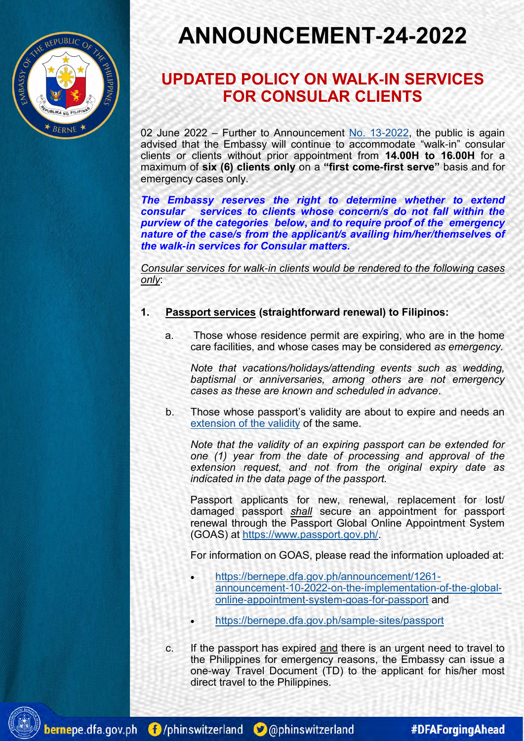# ANNOUNCEMENT-24-2022

## UPDATED POLICY ON WALK-IN SERVICES FOR CONSULAR CLIENTS

02 June 2022 – Further to Announcement No. 13-2022, the public is again advised that the Embassy will continue to accommodate "walk-in" consular clients or clients without prior appointment from **14.00H to 16.00H** for a maximum of **six (6) clients only** on a **"first come-first serve"** basis and for emergency cases only.

***The Embassy reserves the right to determine whether to extend consular services to clients whose concern/s do not fall within the purview of the categories below, and to require proof of the emergency nature of the case/s from the applicant/s availing him/her/themselves of the walk-in services for Consular matters.***

*Consular services for walk-in clients would be rendered to the following cases only*:

1. **Passport services (straightforward renewal) to Filipinos:**

   a. Those whose residence permit are expiring, who are in the home care facilities, and whose cases may be considered *as emergency.*

   *Note that vacations/holidays/attending events such as wedding, baptismal or anniversaries, among others are not emergency cases as these are known and scheduled in advance*.

   b. Those whose passport's validity are about to expire and needs an extension of the validity of the same.

   *Note that the validity of an expiring passport can be extended for one (1) year from the date of processing and approval of the extension request, and not from the original expiry date as indicated in the data page of the passport.*

   Passport applicants for new, renewal, replacement for lost/ damaged passport *shall* secure an appointment for passport renewal through the Passport Global Online Appointment System (GOAS) at https://www.passport.gov.ph/.

   For information on GOAS, please read the information uploaded at:

   - https://bernepe.dfa.gov.ph/announcement/1261-announcement-10-2022-on-the-implementation-of-the-global-online-appointment-system-goas-for-passport and
   - https://bernepe.dfa.gov.ph/sample-sites/passport

   c. If the passport has expired and there is an urgent need to travel to the Philippines for emergency reasons, the Embassy can issue a one-way Travel Document (TD) to the applicant for his/her most direct travel to the Philippines.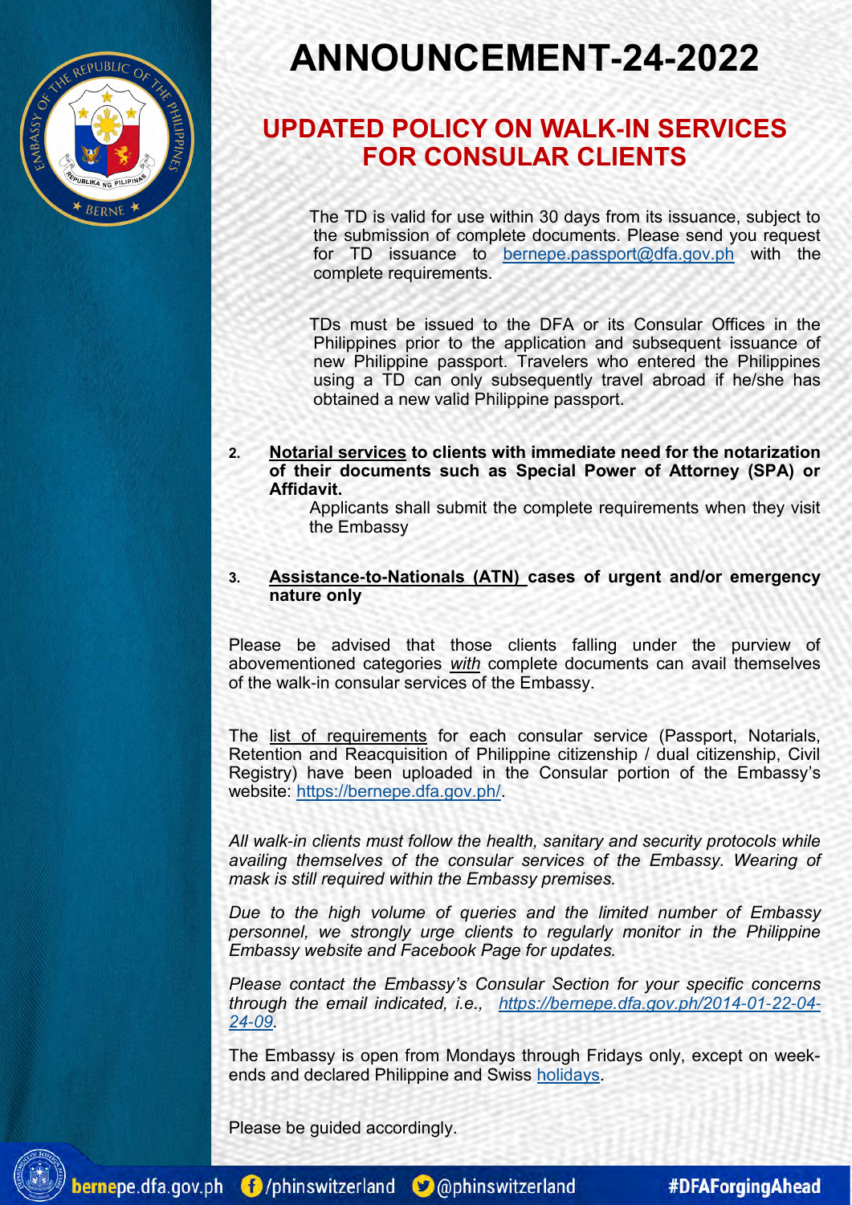# ANNOUNCEMENT-24-2022

## UPDATED POLICY ON WALK-IN SERVICES FOR CONSULAR CLIENTS

The TD is valid for use within 30 days from its issuance, subject to the submission of complete documents. Please send you request for TD issuance to [bernepe.passport@dfa.gov.ph](mailto:bernepe.passport@dfa.gov.ph) with the complete requirements.

TDs must be issued to the DFA or its Consular Offices in the Philippines prior to the application and subsequent issuance of new Philippine passport. Travelers who entered the Philippines using a TD can only subsequently travel abroad if he/she has obtained a new valid Philippine passport.

2. **Notarial services to clients with immediate need for the notarization of their documents such as Special Power of Attorney (SPA) or Affidavit.**

   Applicants shall submit the complete requirements when they visit the Embassy

3. **Assistance-to-Nationals (ATN) cases of urgent and/or emergency nature only**

Please be advised that those clients falling under the purview of abovementioned categories *with* complete documents can avail themselves of the walk-in consular services of the Embassy.

The list of requirements for each consular service (Passport, Notarials, Retention and Reacquisition of Philippine citizenship / dual citizenship, Civil Registry) have been uploaded in the Consular portion of the Embassy's website: [https://bernepe.dfa.gov.ph/](https://bernepe.dfa.gov.ph/).

*All walk-in clients must follow the health, sanitary and security protocols while availing themselves of the consular services of the Embassy. Wearing of mask is still required within the Embassy premises.*

*Due to the high volume of queries and the limited number of Embassy personnel, we strongly urge clients to regularly monitor in the Philippine Embassy website and Facebook Page for updates.*

*Please contact the Embassy's Consular Section for your specific concerns through the email indicated, i.e., [https://bernepe.dfa.gov.ph/2014-01-22-04-24-09](https://bernepe.dfa.gov.ph/2014-01-22-04-24-09).*

The Embassy is open from Mondays through Fridays only, except on week-ends and declared Philippine and Swiss holidays.

Please be guided accordingly.